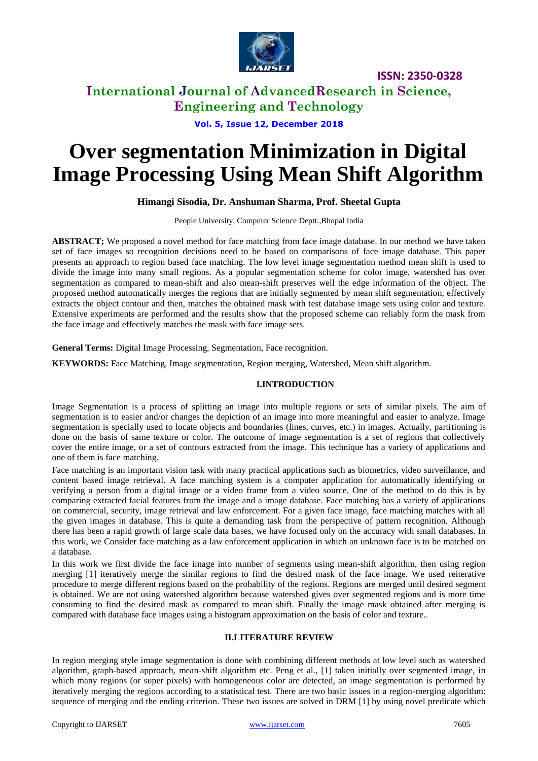# Over segmentation Minimization in Digital Image Processing Using Mean Shift Algorithm

**Himangi Sisodia, Dr. Anshuman Sharma, Prof. Sheetal Gupta**

People University, Computer Science Deptt.,Bhopal India

**ABSTRACT;** We proposed a novel method for face matching from face image database. In our method we have taken set of face images so recognition decisions need to be based on comparisons of face image database. This paper presents an approach to region based face matching. The low level image segmentation method mean shift is used to divide the image into many small regions. As a popular segmentation scheme for color image, watershed has over segmentation as compared to mean-shift and also mean-shift preserves well the edge information of the object. The proposed method automatically merges the regions that are initially segmented by mean shift segmentation, effectively extracts the object contour and then, matches the obtained mask with test database image sets using color and texture. Extensive experiments are performed and the results show that the proposed scheme can reliably form the mask from the face image and effectively matches the mask with face image sets.

**General Terms:** Digital Image Processing, Segmentation, Face recognition.

**KEYWORDS:** Face Matching, Image segmentation, Region merging, Watershed, Mean shift algorithm.

## I.INTRODUCTION

Image Segmentation is a process of splitting an image into multiple regions or sets of similar pixels. The aim of segmentation is to easier and/or changes the depiction of an image into more meaningful and easier to analyze. Image segmentation is specially used to locate objects and boundaries (lines, curves, etc.) in images. Actually, partitioning is done on the basis of same texture or color. The outcome of image segmentation is a set of regions that collectively cover the entire image, or a set of contours extracted from the image. This technique has a variety of applications and one of them is face matching.

Face matching is an important vision task with many practical applications such as biometrics, video surveillance, and content based image retrieval. A face matching system is a computer application for automatically identifying or verifying a person from a digital image or a video frame from a video source. One of the method to do this is by comparing extracted facial features from the image and a image database. Face matching has a variety of applications on commercial, security, image retrieval and law enforcement. For a given face image, face matching matches with all the given images in database. This is quite a demanding task from the perspective of pattern recognition. Although there has been a rapid growth of large scale data bases, we have focused only on the accuracy with small databases. In this work, we Consider face matching as a law enforcement application in which an unknown face is to be matched on a database.

In this work we first divide the face image into number of segments using mean-shift algorithm, then using region merging [1] iteratively merge the similar regions to find the desired mask of the face image. We used reiterative procedure to merge different regions based on the probability of the regions. Regions are merged until desired segment is obtained. We are not using watershed algorithm because watershed gives over segmented regions and is more time consuming to find the desired mask as compared to mean shift. Finally the image mask obtained after merging is compared with database face images using a histogram approximation on the basis of color and texture..

## II.LITERATURE REVIEW

In region merging style image segmentation is done with combining different methods at low level such as watershed algorithm, graph-based approach, mean-shift algorithm etc. Peng et al., [1] taken initially over segmented image, in which many regions (or super pixels) with homogeneous color are detected, an image segmentation is performed by iteratively merging the regions according to a statistical test. There are two basic issues in a region-merging algorithm: sequence of merging and the ending criterion. These two issues are solved in DRM [1] by using novel predicate which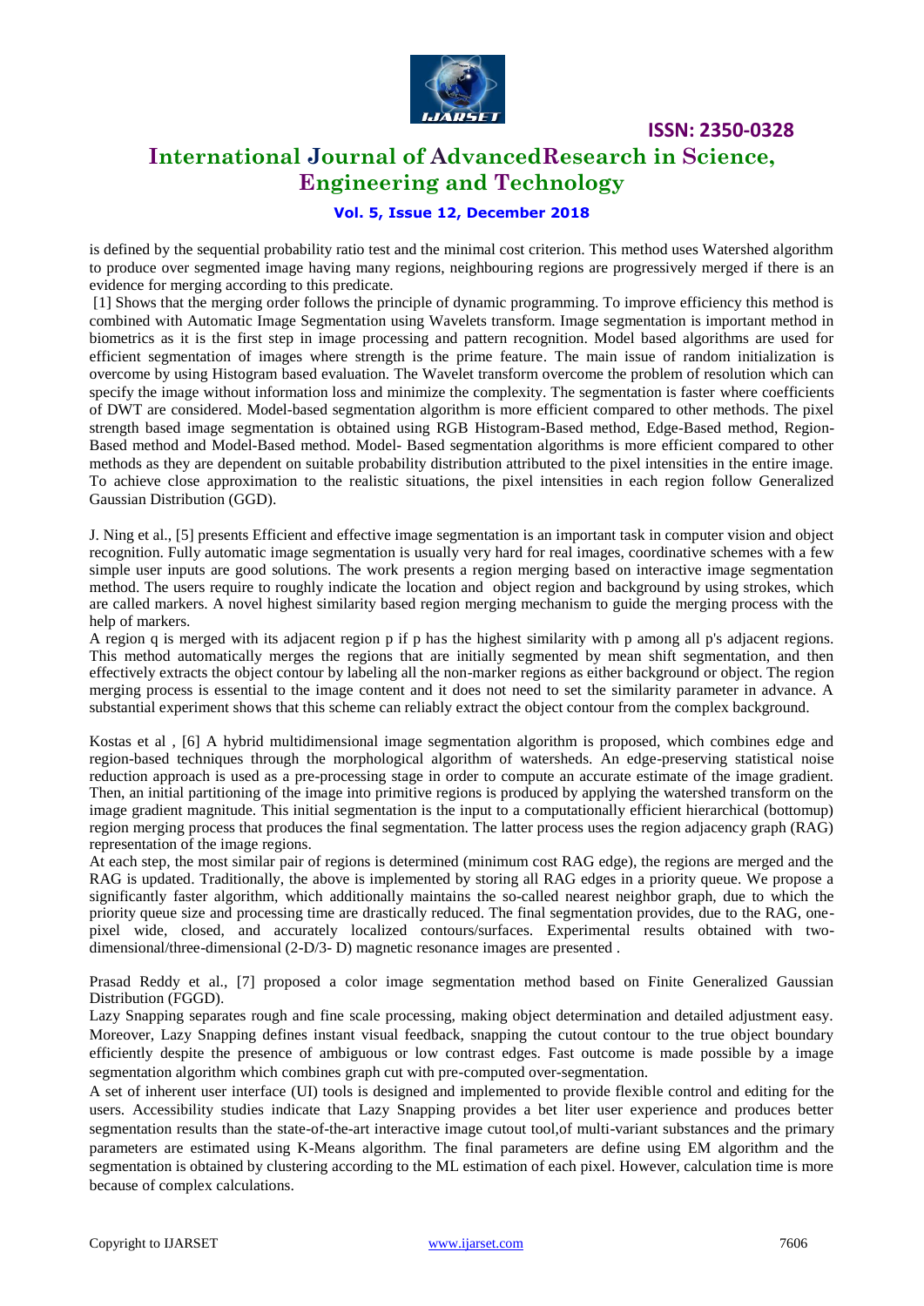is defined by the sequential probability ratio test and the minimal cost criterion. This method uses Watershed algorithm to produce over segmented image having many regions, neighbouring regions are progressively merged if there is an evidence for merging according to this predicate.

[1] Shows that the merging order follows the principle of dynamic programming. To improve efficiency this method is combined with Automatic Image Segmentation using Wavelets transform. Image segmentation is important method in biometrics as it is the first step in image processing and pattern recognition. Model based algorithms are used for efficient segmentation of images where strength is the prime feature. The main issue of random initialization is overcome by using Histogram based evaluation. The Wavelet transform overcome the problem of resolution which can specify the image without information loss and minimize the complexity. The segmentation is faster where coefficients of DWT are considered. Model-based segmentation algorithm is more efficient compared to other methods. The pixel strength based image segmentation is obtained using RGB Histogram-Based method, Edge-Based method, Region-Based method and Model-Based method. Model- Based segmentation algorithms is more efficient compared to other methods as they are dependent on suitable probability distribution attributed to the pixel intensities in the entire image. To achieve close approximation to the realistic situations, the pixel intensities in each region follow Generalized Gaussian Distribution (GGD).

J. Ning et al., [5] presents Efficient and effective image segmentation is an important task in computer vision and object recognition. Fully automatic image segmentation is usually very hard for real images, coordinative schemes with a few simple user inputs are good solutions. The work presents a region merging based on interactive image segmentation method. The users require to roughly indicate the location and object region and background by using strokes, which are called markers. A novel highest similarity based region merging mechanism to guide the merging process with the help of markers.

A region q is merged with its adjacent region p if p has the highest similarity with p among all p's adjacent regions. This method automatically merges the regions that are initially segmented by mean shift segmentation, and then effectively extracts the object contour by labeling all the non-marker regions as either background or object. The region merging process is essential to the image content and it does not need to set the similarity parameter in advance. A substantial experiment shows that this scheme can reliably extract the object contour from the complex background.

Kostas et al , [6] A hybrid multidimensional image segmentation algorithm is proposed, which combines edge and region-based techniques through the morphological algorithm of watersheds. An edge-preserving statistical noise reduction approach is used as a pre-processing stage in order to compute an accurate estimate of the image gradient. Then, an initial partitioning of the image into primitive regions is produced by applying the watershed transform on the image gradient magnitude. This initial segmentation is the input to a computationally efficient hierarchical (bottomup) region merging process that produces the final segmentation. The latter process uses the region adjacency graph (RAG) representation of the image regions.

At each step, the most similar pair of regions is determined (minimum cost RAG edge), the regions are merged and the RAG is updated. Traditionally, the above is implemented by storing all RAG edges in a priority queue. We propose a significantly faster algorithm, which additionally maintains the so-called nearest neighbor graph, due to which the priority queue size and processing time are drastically reduced. The final segmentation provides, due to the RAG, one-pixel wide, closed, and accurately localized contours/surfaces. Experimental results obtained with two-dimensional/three-dimensional (2-D/3- D) magnetic resonance images are presented .

Prasad Reddy et al., [7] proposed a color image segmentation method based on Finite Generalized Gaussian Distribution (FGGD).

Lazy Snapping separates rough and fine scale processing, making object determination and detailed adjustment easy. Moreover, Lazy Snapping defines instant visual feedback, snapping the cutout contour to the true object boundary efficiently despite the presence of ambiguous or low contrast edges. Fast outcome is made possible by a image segmentation algorithm which combines graph cut with pre-computed over-segmentation.

A set of inherent user interface (UI) tools is designed and implemented to provide flexible control and editing for the users. Accessibility studies indicate that Lazy Snapping provides a bet liter user experience and produces better segmentation results than the state-of-the-art interactive image cutout tool,of multi-variant substances and the primary parameters are estimated using K-Means algorithm. The final parameters are define using EM algorithm and the segmentation is obtained by clustering according to the ML estimation of each pixel. However, calculation time is more because of complex calculations.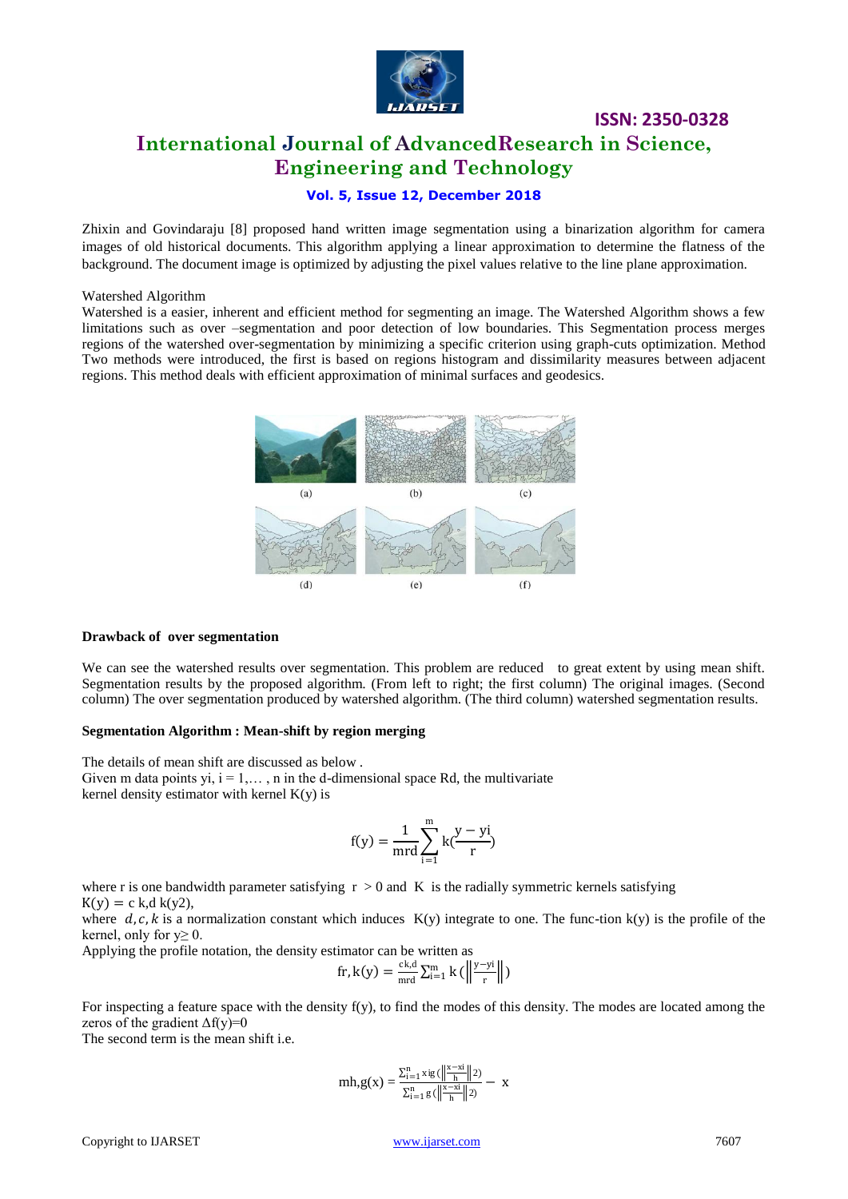Zhixin and Govindaraju [8] proposed hand written image segmentation using a binarization algorithm for camera images of old historical documents. This algorithm applying a linear approximation to determine the flatness of the background. The document image is optimized by adjusting the pixel values relative to the line plane approximation.

Watershed Algorithm

Watershed is a easier, inherent and efficient method for segmenting an image. The Watershed Algorithm shows a few limitations such as over –segmentation and poor detection of low boundaries. This Segmentation process merges regions of the watershed over-segmentation by minimizing a specific criterion using graph-cuts optimization. Method Two methods were introduced, the first is based on regions histogram and dissimilarity measures between adjacent regions. This method deals with efficient approximation of minimal surfaces and geodesics.

(a) (b) (c)

(d) (e) (f)

**Drawback of over segmentation**

We can see the watershed results over segmentation. This problem are reduced to great extent by using mean shift. Segmentation results by the proposed algorithm. (From left to right; the first column) The original images. (Second column) The over segmentation produced by watershed algorithm. (The third column) watershed segmentation results.

**Segmentation Algorithm : Mean-shift by region merging**

The details of mean shift are discussed as below .

Given m data points yi, i = 1,… , n in the d-dimensional space Rd, the multivariate kernel density estimator with kernel K(y) is

$$f(y) = \frac{1}{mrd} \sum_{i=1}^{m} k\left(\frac{y - yi}{r}\right)$$

where r is one bandwidth parameter satisfying r > 0 and K is the radially symmetric kernels satisfying $K(y) = c\ k{,}d\ k(y2)$,

where $d, c, k$ is a normalization constant which induces K(y) integrate to one. The func-tion k(y) is the profile of the kernel, only for y≥ 0.

Applying the profile notation, the density estimator can be written as

$$fr, k(y) = \frac{c k{,}d}{mrd} \sum_{i=1}^{m} k\left(\left\|\frac{y-yi}{r}\right\|\right)$$

For inspecting a feature space with the density f(y), to find the modes of this density. The modes are located among the zeros of the gradient Δf(y)=0

The second term is the mean shift i.e.

$$mh, g(x) = \frac{\sum_{i=1}^{n} xig\left(\left\|\frac{x-xi}{h}\right\|2\right)}{\sum_{i=1}^{n} g\left(\left\|\frac{x-xi}{h}\right\|2\right)} - x$$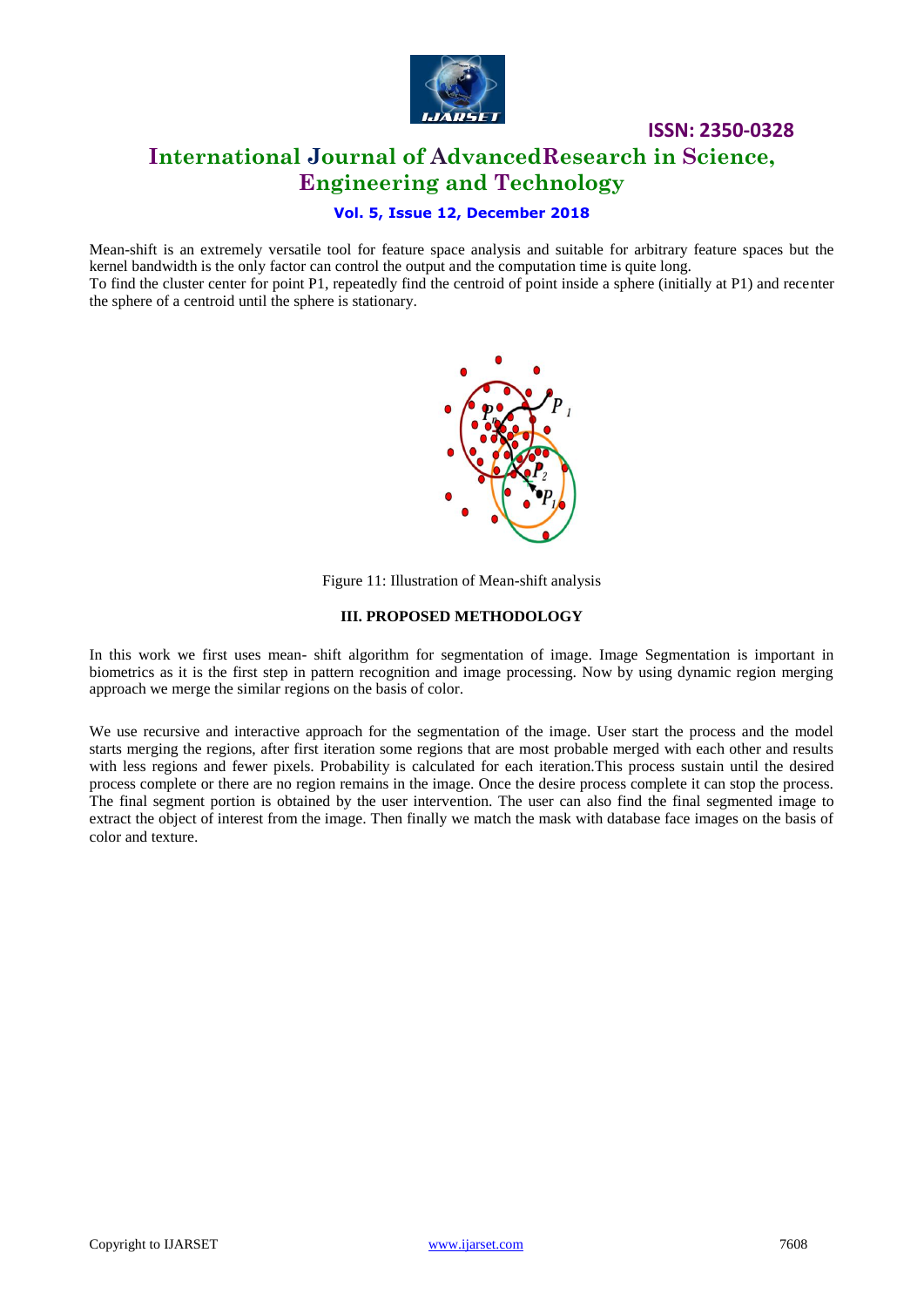Mean-shift is an extremely versatile tool for feature space analysis and suitable for arbitrary feature spaces but the kernel bandwidth is the only factor can control the output and the computation time is quite long.
To find the cluster center for point P1, repeatedly find the centroid of point inside a sphere (initially at P1) and recenter the sphere of a centroid until the sphere is stationary.

Figure 11: Illustration of Mean-shift analysis

### III. PROPOSED METHODOLOGY

In this work we first uses mean- shift algorithm for segmentation of image. Image Segmentation is important in biometrics as it is the first step in pattern recognition and image processing. Now by using dynamic region merging approach we merge the similar regions on the basis of color.

We use recursive and interactive approach for the segmentation of the image. User start the process and the model starts merging the regions, after first iteration some regions that are most probable merged with each other and results with less regions and fewer pixels. Probability is calculated for each iteration.This process sustain until the desired process complete or there are no region remains in the image. Once the desire process complete it can stop the process. The final segment portion is obtained by the user intervention. The user can also find the final segmented image to extract the object of interest from the image. Then finally we match the mask with database face images on the basis of color and texture.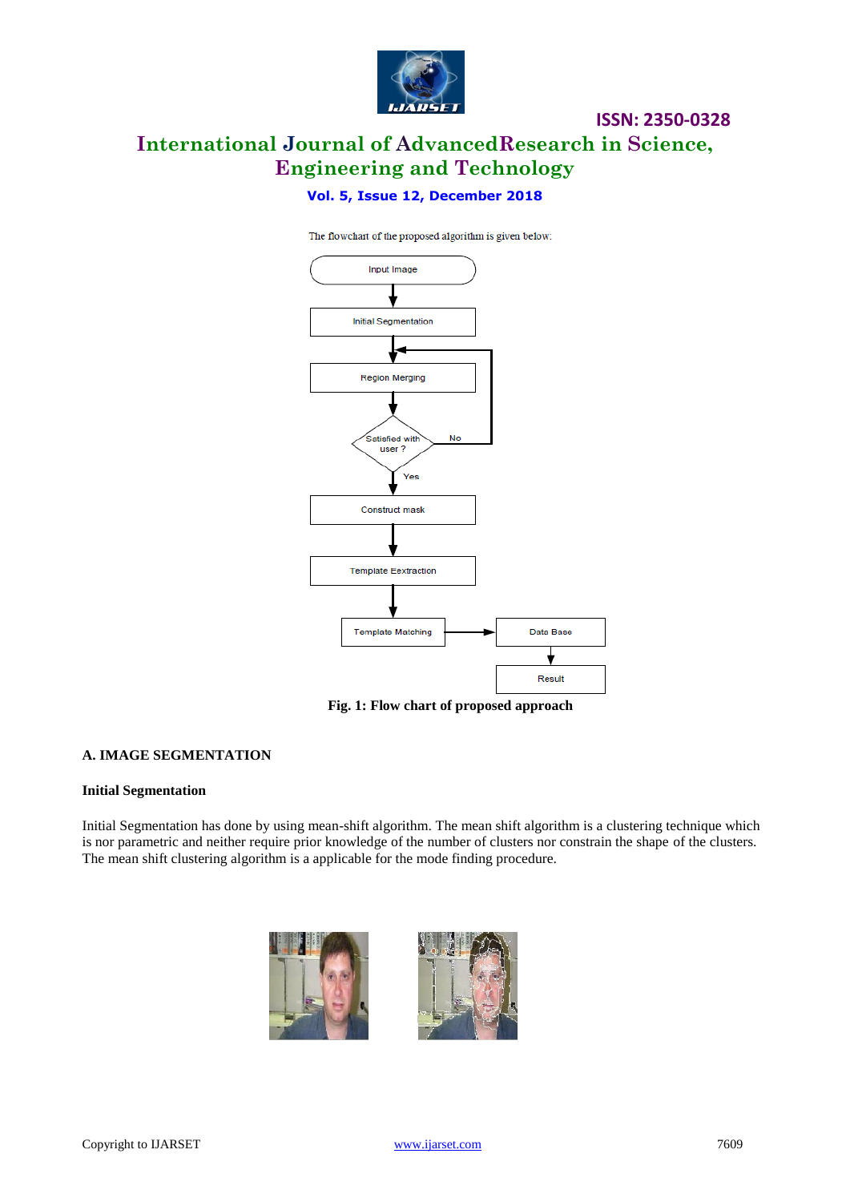The flowchart of the proposed algorithm is given below:

Fig. 1: Flow chart of proposed approach

## A. IMAGE SEGMENTATION

### Initial Segmentation

Initial Segmentation has done by using mean-shift algorithm. The mean shift algorithm is a clustering technique which is nor parametric and neither require prior knowledge of the number of clusters nor constrain the shape of the clusters. The mean shift clustering algorithm is a applicable for the mode finding procedure.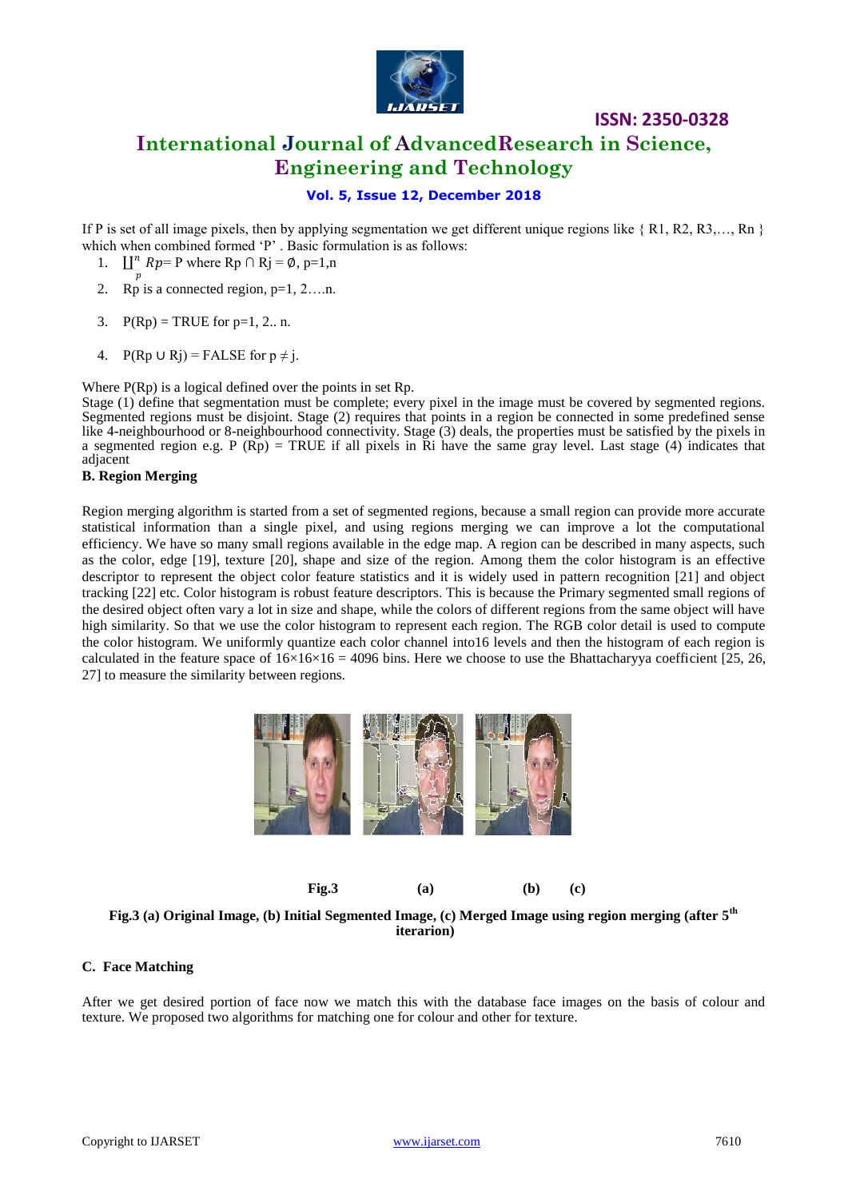If P is set of all image pixels, then by applying segmentation we get different unique regions like { R1, R2, R3,…, Rn } which when combined formed 'P' . Basic formulation is as follows:

1. $\coprod_{p}^{n} Rp$= P where Rp ∩ Rj = ∅, p=1,n
2. Rp is a connected region, p=1, 2….n.
3. P(Rp) = TRUE for p=1, 2.. n.
4. P(Rp ∪ Rj) = FALSE for p ≠ j.

Where P(Rp) is a logical defined over the points in set Rp.
Stage (1) define that segmentation must be complete; every pixel in the image must be covered by segmented regions. Segmented regions must be disjoint. Stage (2) requires that points in a region be connected in some predefined sense like 4-neighbourhood or 8-neighbourhood connectivity. Stage (3) deals, the properties must be satisfied by the pixels in a segmented region e.g. P (Rp) = TRUE if all pixels in Ri have the same gray level. Last stage (4) indicates that adjacent

**B. Region Merging**

Region merging algorithm is started from a set of segmented regions, because a small region can provide more accurate statistical information than a single pixel, and using regions merging we can improve a lot the computational efficiency. We have so many small regions available in the edge map. A region can be described in many aspects, such as the color, edge [19], texture [20], shape and size of the region. Among them the color histogram is an effective descriptor to represent the object color feature statistics and it is widely used in pattern recognition [21] and object tracking [22] etc. Color histogram is robust feature descriptors. This is because the Primary segmented small regions of the desired object often vary a lot in size and shape, while the colors of different regions from the same object will have high similarity. So that we use the color histogram to represent each region. The RGB color detail is used to compute the color histogram. We uniformly quantize each color channel into16 levels and then the histogram of each region is calculated in the feature space of 16×16×16 = 4096 bins. Here we choose to use the Bhattacharyya coefficient [25, 26, 27] to measure the similarity between regions.

**Fig.3 (a) (b) (c)**

**Fig.3 (a) Original Image, (b) Initial Segmented Image, (c) Merged Image using region merging (after 5th iterarion)**

**C. Face Matching**

After we get desired portion of face now we match this with the database face images on the basis of colour and texture. We proposed two algorithms for matching one for colour and other for texture.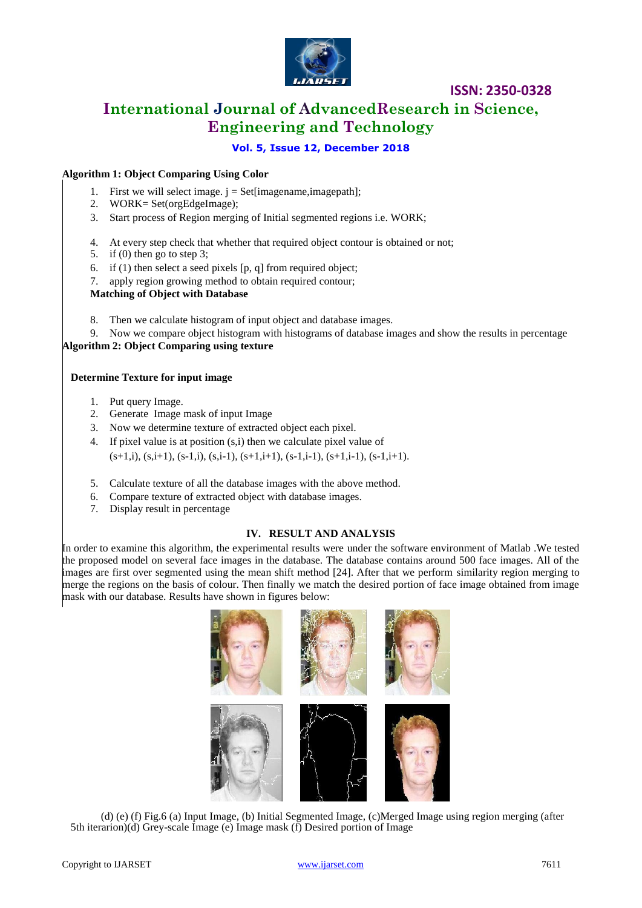**Algorithm 1: Object Comparing Using Color**

1. First we will select image. j = Set[imagename,imagepath];
2. WORK= Set(orgEdgeImage);
3. Start process of Region merging of Initial segmented regions i.e. WORK;
4. At every step check that whether that required object contour is obtained or not;
5. if (0) then go to step 3;
6. if (1) then select a seed pixels [p, q] from required object;
7. apply region growing method to obtain required contour;

**Matching of Object with Database**

8. Then we calculate histogram of input object and database images.
9. Now we compare object histogram with histograms of database images and show the results in percentage

**Algorithm 2: Object Comparing using texture**

**Determine Texture for input image**

1. Put query Image.
2. Generate Image mask of input Image
3. Now we determine texture of extracted object each pixel.
4. If pixel value is at position (s,i) then we calculate pixel value of (s+1,i), (s,i+1), (s-1,i), (s,i-1), (s+1,i+1), (s-1,i-1), (s+1,i-1), (s-1,i+1).
5. Calculate texture of all the database images with the above method.
6. Compare texture of extracted object with database images.
7. Display result in percentage

## IV. RESULT AND ANALYSIS

In order to examine this algorithm, the experimental results were under the software environment of Matlab .We tested the proposed model on several face images in the database. The database contains around 500 face images. All of the images are first over segmented using the mean shift method [24]. After that we perform similarity region merging to merge the regions on the basis of colour. Then finally we match the desired portion of face image obtained from image mask with our database. Results have shown in figures below:

(d) (e) (f) Fig.6 (a) Input Image, (b) Initial Segmented Image, (c)Merged Image using region merging (after 5th iterarion)(d) Grey-scale Image (e) Image mask (f) Desired portion of Image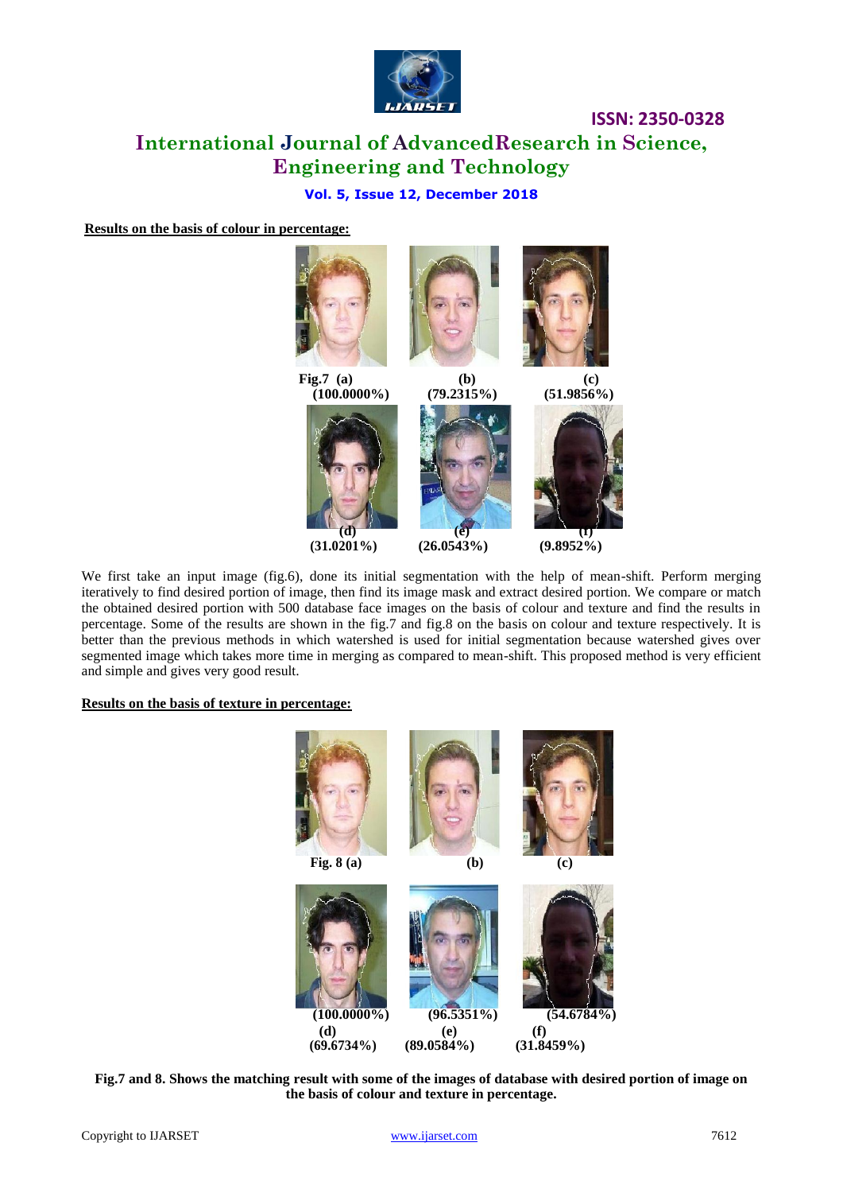**Results on the basis of colour in percentage:**

Fig.7 (a) (100.0000%) (b) (79.2315%) (c) (51.9856%)

(d) (31.0201%) (e) (26.0543%) (f) (9.8952%)

We first take an input image (fig.6), done its initial segmentation with the help of mean-shift. Perform merging iteratively to find desired portion of image, then find its image mask and extract desired portion. We compare or match the obtained desired portion with 500 database face images on the basis of colour and texture and find the results in percentage. Some of the results are shown in the fig.7 and fig.8 on the basis on colour and texture respectively. It is better than the previous methods in which watershed is used for initial segmentation because watershed gives over segmented image which takes more time in merging as compared to mean-shift. This proposed method is very efficient and simple and gives very good result.

**Results on the basis of texture in percentage:**

Fig. 8 (a) (b) (c)

(100.0000%) (96.5351%) (54.6784%)

(d) (69.6734%) (e) (89.0584%) (f) (31.8459%)

**Fig.7 and 8. Shows the matching result with some of the images of database with desired portion of image on the basis of colour and texture in percentage.**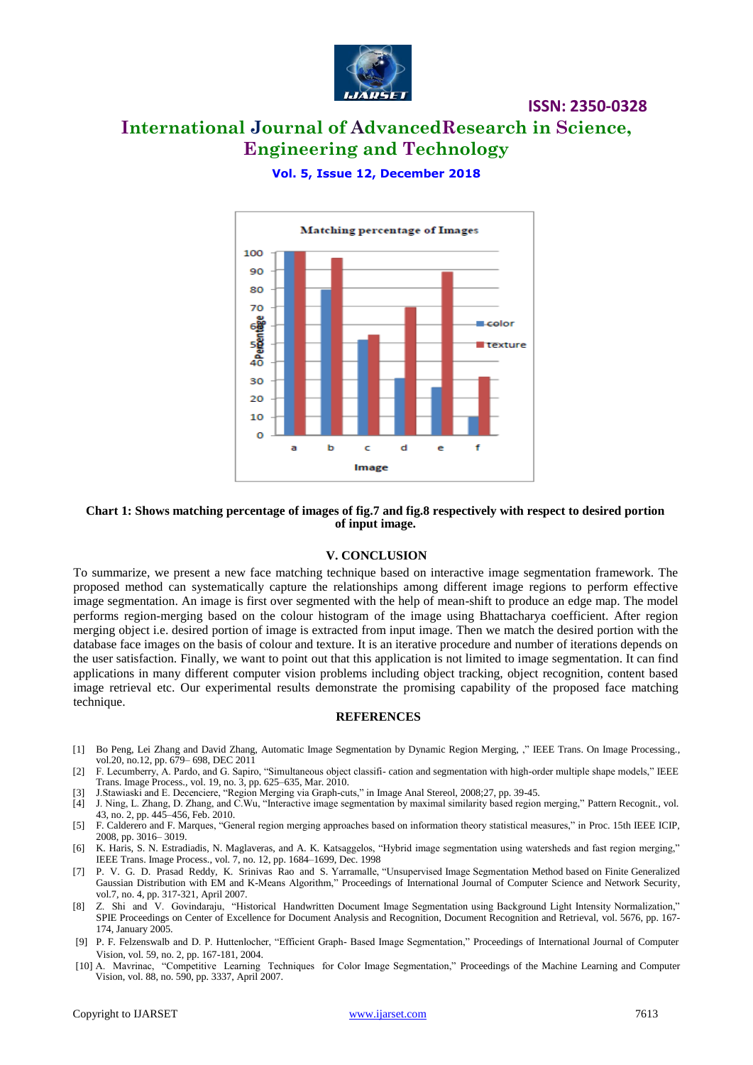Chart 1: Shows matching percentage of images of fig.7 and fig.8 respectively with respect to desired portion of input image.

## V. CONCLUSION

To summarize, we present a new face matching technique based on interactive image segmentation framework. The proposed method can systematically capture the relationships among different image regions to perform effective image segmentation. An image is first over segmented with the help of mean-shift to produce an edge map. The model performs region-merging based on the colour histogram of the image using Bhattacharya coefficient. After region merging object i.e. desired portion of image is extracted from input image. Then we match the desired portion with the database face images on the basis of colour and texture. It is an iterative procedure and number of iterations depends on the user satisfaction. Finally, we want to point out that this application is not limited to image segmentation. It can find applications in many different computer vision problems including object tracking, object recognition, content based image retrieval etc. Our experimental results demonstrate the promising capability of the proposed face matching technique.

## REFERENCES

[1] Bo Peng, Lei Zhang and David Zhang, Automatic Image Segmentation by Dynamic Region Merging, ," IEEE Trans. On Image Processing., vol.20, no.12, pp. 679– 698, DEC 2011

[2] F. Lecumberry, A. Pardo, and G. Sapiro, "Simultaneous object classifi- cation and segmentation with high-order multiple shape models," IEEE Trans. Image Process., vol. 19, no. 3, pp. 625–635, Mar. 2010.

[3] J.Stawiaski and E. Decenciere, "Region Merging via Graph-cuts," in Image Anal Stereol, 2008;27, pp. 39-45.

[4] J. Ning, L. Zhang, D. Zhang, and C.Wu, "Interactive image segmentation by maximal similarity based region merging," Pattern Recognit., vol. 43, no. 2, pp. 445–456, Feb. 2010.

[5] F. Calderero and F. Marques, "General region merging approaches based on information theory statistical measures," in Proc. 15th IEEE ICIP, 2008, pp. 3016– 3019.

[6] K. Haris, S. N. Estradiadis, N. Maglaveras, and A. K. Katsaggelos, "Hybrid image segmentation using watersheds and fast region merging," IEEE Trans. Image Process., vol. 7, no. 12, pp. 1684–1699, Dec. 1998

[7] P. V. G. D. Prasad Reddy, K. Srinivas Rao and S. Yarramalle, "Unsupervised Image Segmentation Method based on Finite Generalized Gaussian Distribution with EM and K-Means Algorithm," Proceedings of International Journal of Computer Science and Network Security, vol.7, no. 4, pp. 317-321, April 2007.

[8] Z. Shi and V. Govindaraju, "Historical Handwritten Document Image Segmentation using Background Light Intensity Normalization," SPIE Proceedings on Center of Excellence for Document Analysis and Recognition, Document Recognition and Retrieval, vol. 5676, pp. 167-174, January 2005.

[9] P. F. Felzenswalb and D. P. Huttenlocher, "Efficient Graph- Based Image Segmentation," Proceedings of International Journal of Computer Vision, vol. 59, no. 2, pp. 167-181, 2004.

[10] A. Mavrinac, "Competitive Learning Techniques for Color Image Segmentation," Proceedings of the Machine Learning and Computer Vision, vol. 88, no. 590, pp. 3337, April 2007.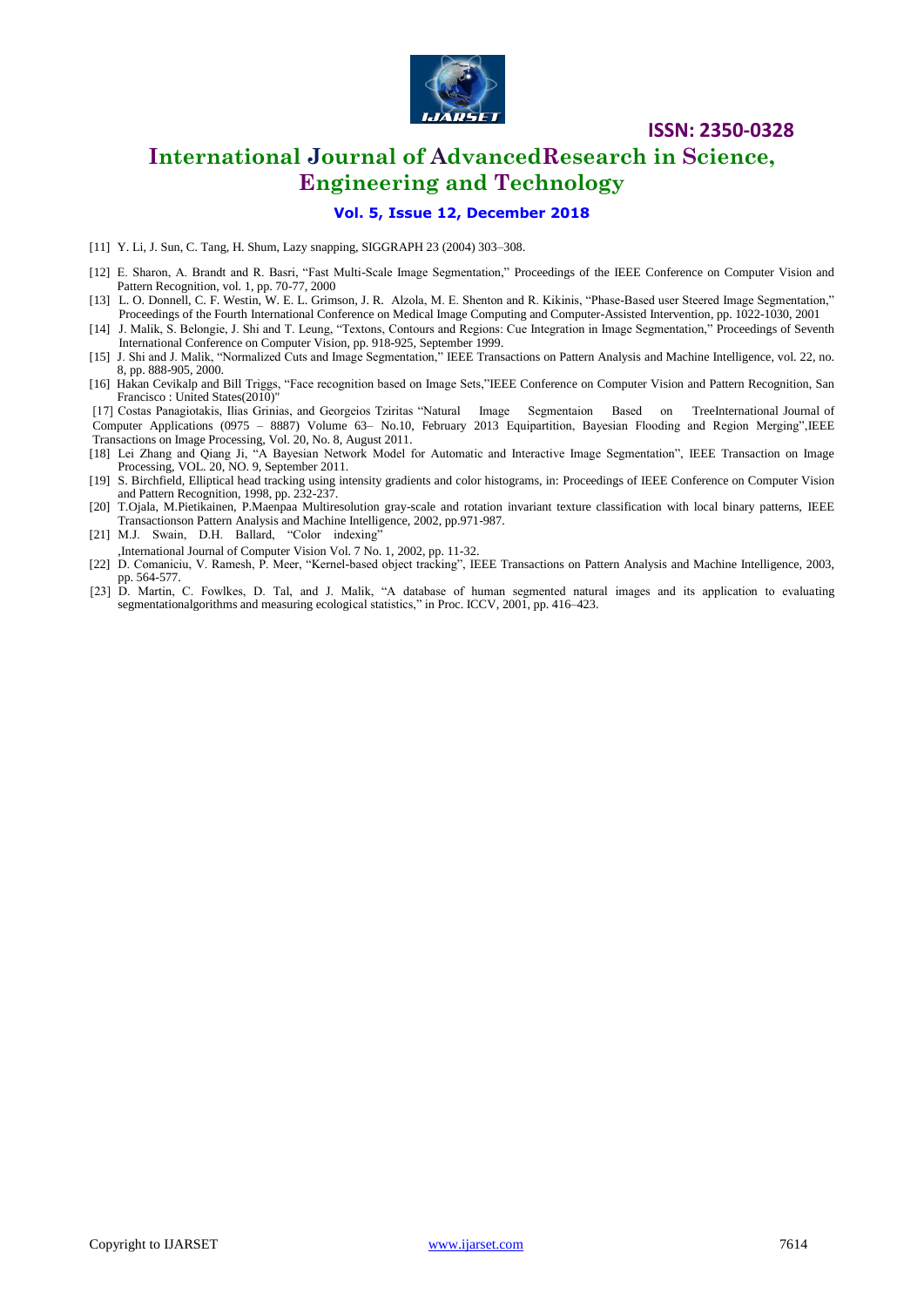[11] Y. Li, J. Sun, C. Tang, H. Shum, Lazy snapping, SIGGRAPH 23 (2004) 303–308.

[12] E. Sharon, A. Brandt and R. Basri, "Fast Multi-Scale Image Segmentation," Proceedings of the IEEE Conference on Computer Vision and Pattern Recognition, vol. 1, pp. 70-77, 2000

[13] L. O. Donnell, C. F. Westin, W. E. L. Grimson, J. R. Alzola, M. E. Shenton and R. Kikinis, "Phase-Based user Steered Image Segmentation," Proceedings of the Fourth International Conference on Medical Image Computing and Computer-Assisted Intervention, pp. 1022-1030, 2001

[14] J. Malik, S. Belongie, J. Shi and T. Leung, "Textons, Contours and Regions: Cue Integration in Image Segmentation," Proceedings of Seventh International Conference on Computer Vision, pp. 918-925, September 1999.

[15] J. Shi and J. Malik, "Normalized Cuts and Image Segmentation," IEEE Transactions on Pattern Analysis and Machine Intelligence, vol. 22, no. 8, pp. 888-905, 2000.

[16] Hakan Cevikalp and Bill Triggs, "Face recognition based on Image Sets,"IEEE Conference on Computer Vision and Pattern Recognition, San Francisco : United States(2010)"

[17] Costas Panagiotakis, Ilias Grinias, and Georgeios Tziritas "Natural Image Segmentaion Based on TreeInternational Journal of Computer Applications (0975 – 8887) Volume 63– No.10, February 2013 Equipartition, Bayesian Flooding and Region Merging",IEEE Transactions on Image Processing, Vol. 20, No. 8, August 2011.

[18] Lei Zhang and Qiang Ji, "A Bayesian Network Model for Automatic and Interactive Image Segmentation", IEEE Transaction on Image Processing, VOL. 20, NO. 9, September 2011.

[19] S. Birchfield, Elliptical head tracking using intensity gradients and color histograms, in: Proceedings of IEEE Conference on Computer Vision and Pattern Recognition, 1998, pp. 232-237.

[20] T.Ojala, M.Pietikainen, P.Maenpaa Multiresolution gray-scale and rotation invariant texture classification with local binary patterns, IEEE Transactionson Pattern Analysis and Machine Intelligence, 2002, pp.971-987.

[21] M.J. Swain, D.H. Ballard, "Color indexing" ,International Journal of Computer Vision Vol. 7 No. 1, 2002, pp. 11-32.

[22] D. Comaniciu, V. Ramesh, P. Meer, "Kernel-based object tracking", IEEE Transactions on Pattern Analysis and Machine Intelligence, 2003, pp. 564-577.

[23] D. Martin, C. Fowlkes, D. Tal, and J. Malik, "A database of human segmented natural images and its application to evaluating segmentationalgorithms and measuring ecological statistics," in Proc. ICCV, 2001, pp. 416–423.